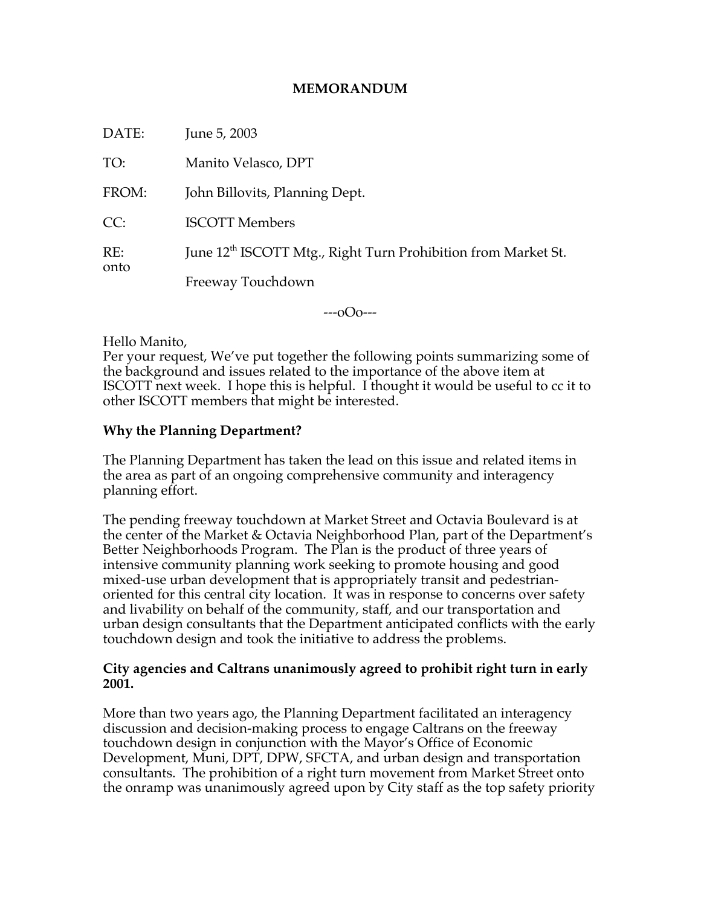**MEMORANDUM**

DATE: June 5, 2003

TO: Manito Velasco, DPT

FROM: John Billovits, Planning Dept.

CC: ISCOTT Members

RE: June 12th ISCOTT Mtg., Right Turn Prohibition from Market St. onto Freeway Touchdown

---oOo---

Hello Manito,
Per your request, We've put together the following points summarizing some of the background and issues related to the importance of the above item at ISCOTT next week. I hope this is helpful. I thought it would be useful to cc it to other ISCOTT members that might be interested.

**Why the Planning Department?**

The Planning Department has taken the lead on this issue and related items in the area as part of an ongoing comprehensive community and interagency planning effort.

The pending freeway touchdown at Market Street and Octavia Boulevard is at the center of the Market & Octavia Neighborhood Plan, part of the Department's Better Neighborhoods Program. The Plan is the product of three years of intensive community planning work seeking to promote housing and good mixed-use urban development that is appropriately transit and pedestrian-oriented for this central city location. It was in response to concerns over safety and livability on behalf of the community, staff, and our transportation and urban design consultants that the Department anticipated conflicts with the early touchdown design and took the initiative to address the problems.

**City agencies and Caltrans unanimously agreed to prohibit right turn in early 2001.**

More than two years ago, the Planning Department facilitated an interagency discussion and decision-making process to engage Caltrans on the freeway touchdown design in conjunction with the Mayor's Office of Economic Development, Muni, DPT, DPW, SFCTA, and urban design and transportation consultants. The prohibition of a right turn movement from Market Street onto the onramp was unanimously agreed upon by City staff as the top safety priority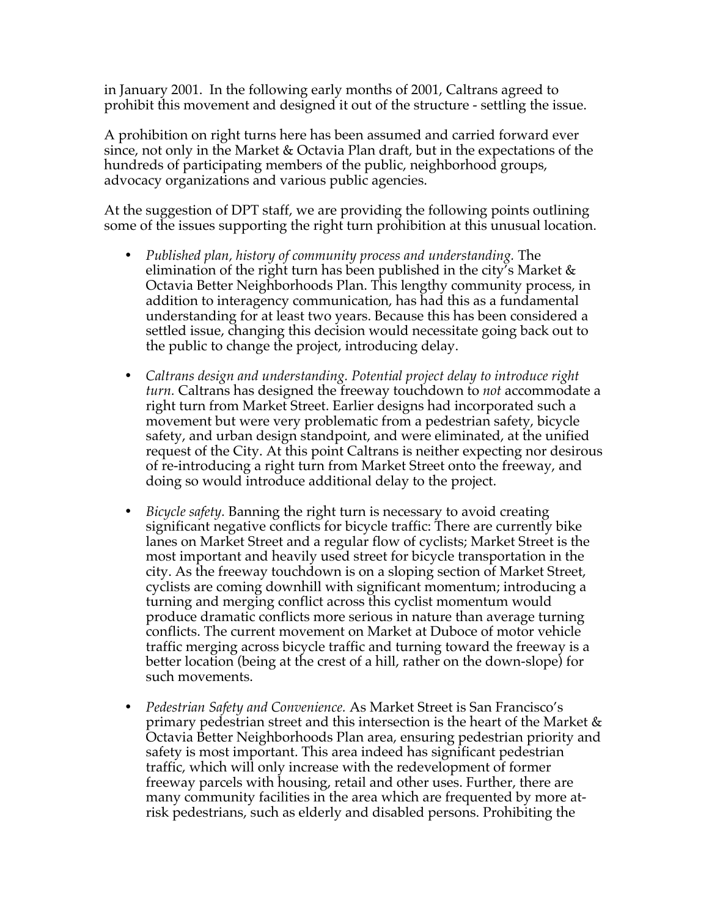in January 2001. In the following early months of 2001, Caltrans agreed to prohibit this movement and designed it out of the structure - settling the issue.

A prohibition on right turns here has been assumed and carried forward ever since, not only in the Market & Octavia Plan draft, but in the expectations of the hundreds of participating members of the public, neighborhood groups, advocacy organizations and various public agencies.

At the suggestion of DPT staff, we are providing the following points outlining some of the issues supporting the right turn prohibition at this unusual location.

- *Published plan, history of community process and understanding.* The elimination of the right turn has been published in the city's Market & Octavia Better Neighborhoods Plan. This lengthy community process, in addition to interagency communication, has had this as a fundamental understanding for at least two years. Because this has been considered a settled issue, changing this decision would necessitate going back out to the public to change the project, introducing delay.

- *Caltrans design and understanding. Potential project delay to introduce right turn.* Caltrans has designed the freeway touchdown to *not* accommodate a right turn from Market Street. Earlier designs had incorporated such a movement but were very problematic from a pedestrian safety, bicycle safety, and urban design standpoint, and were eliminated, at the unified request of the City. At this point Caltrans is neither expecting nor desirous of re-introducing a right turn from Market Street onto the freeway, and doing so would introduce additional delay to the project.

- *Bicycle safety.* Banning the right turn is necessary to avoid creating significant negative conflicts for bicycle traffic: There are currently bike lanes on Market Street and a regular flow of cyclists; Market Street is the most important and heavily used street for bicycle transportation in the city. As the freeway touchdown is on a sloping section of Market Street, cyclists are coming downhill with significant momentum; introducing a turning and merging conflict across this cyclist momentum would produce dramatic conflicts more serious in nature than average turning conflicts. The current movement on Market at Duboce of motor vehicle traffic merging across bicycle traffic and turning toward the freeway is a better location (being at the crest of a hill, rather on the down-slope) for such movements.

- *Pedestrian Safety and Convenience.* As Market Street is San Francisco's primary pedestrian street and this intersection is the heart of the Market & Octavia Better Neighborhoods Plan area, ensuring pedestrian priority and safety is most important. This area indeed has significant pedestrian traffic, which will only increase with the redevelopment of former freeway parcels with housing, retail and other uses. Further, there are many community facilities in the area which are frequented by more at-risk pedestrians, such as elderly and disabled persons. Prohibiting the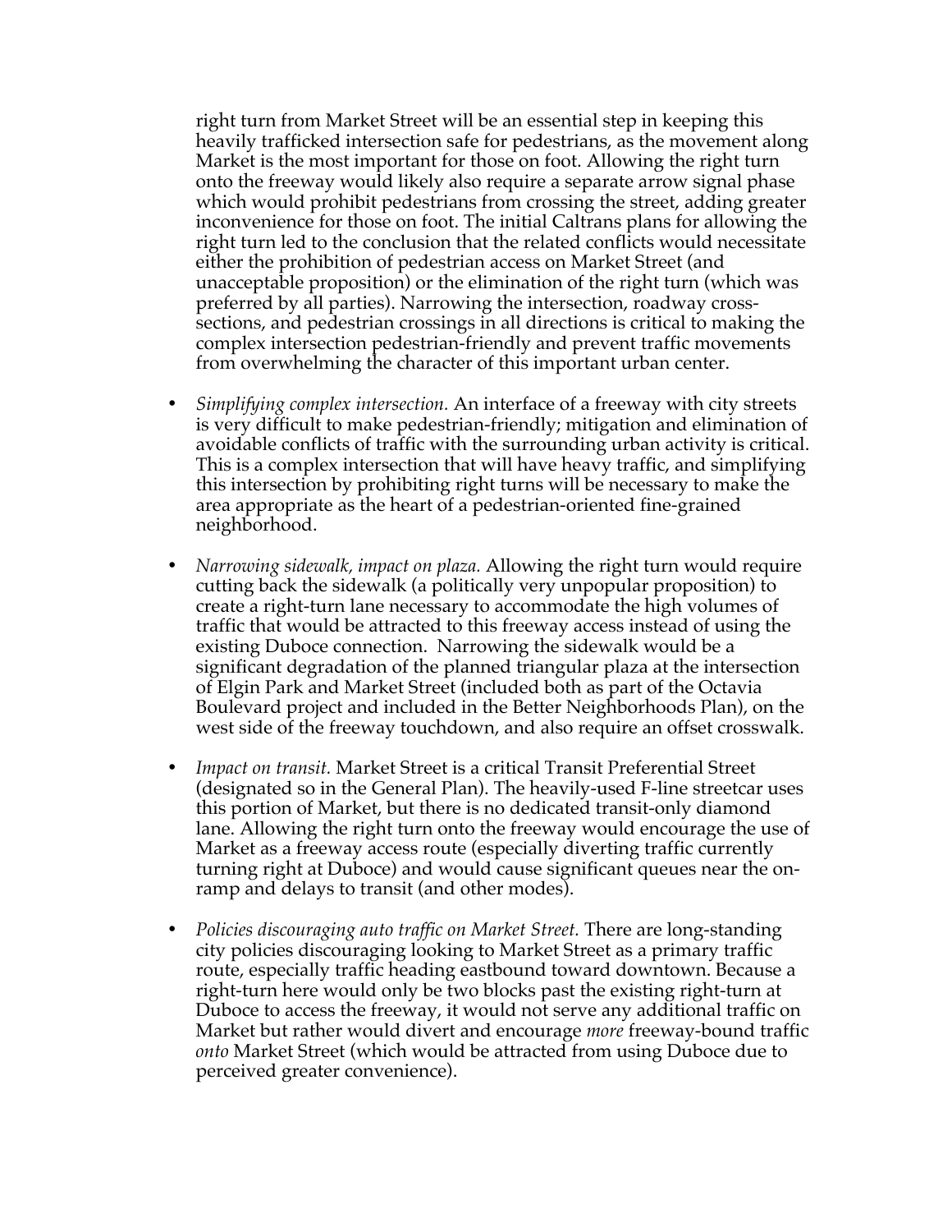right turn from Market Street will be an essential step in keeping this heavily trafficked intersection safe for pedestrians, as the movement along Market is the most important for those on foot. Allowing the right turn onto the freeway would likely also require a separate arrow signal phase which would prohibit pedestrians from crossing the street, adding greater inconvenience for those on foot. The initial Caltrans plans for allowing the right turn led to the conclusion that the related conflicts would necessitate either the prohibition of pedestrian access on Market Street (and unacceptable proposition) or the elimination of the right turn (which was preferred by all parties). Narrowing the intersection, roadway cross-sections, and pedestrian crossings in all directions is critical to making the complex intersection pedestrian-friendly and prevent traffic movements from overwhelming the character of this important urban center.

- *Simplifying complex intersection.* An interface of a freeway with city streets is very difficult to make pedestrian-friendly; mitigation and elimination of avoidable conflicts of traffic with the surrounding urban activity is critical. This is a complex intersection that will have heavy traffic, and simplifying this intersection by prohibiting right turns will be necessary to make the area appropriate as the heart of a pedestrian-oriented fine-grained neighborhood.

- *Narrowing sidewalk, impact on plaza.* Allowing the right turn would require cutting back the sidewalk (a politically very unpopular proposition) to create a right-turn lane necessary to accommodate the high volumes of traffic that would be attracted to this freeway access instead of using the existing Duboce connection. Narrowing the sidewalk would be a significant degradation of the planned triangular plaza at the intersection of Elgin Park and Market Street (included both as part of the Octavia Boulevard project and included in the Better Neighborhoods Plan), on the west side of the freeway touchdown, and also require an offset crosswalk.

- *Impact on transit.* Market Street is a critical Transit Preferential Street (designated so in the General Plan). The heavily-used F-line streetcar uses this portion of Market, but there is no dedicated transit-only diamond lane. Allowing the right turn onto the freeway would encourage the use of Market as a freeway access route (especially diverting traffic currently turning right at Duboce) and would cause significant queues near the on-ramp and delays to transit (and other modes).

- *Policies discouraging auto traffic on Market Street.* There are long-standing city policies discouraging looking to Market Street as a primary traffic route, especially traffic heading eastbound toward downtown. Because a right-turn here would only be two blocks past the existing right-turn at Duboce to access the freeway, it would not serve any additional traffic on Market but rather would divert and encourage *more* freeway-bound traffic *onto* Market Street (which would be attracted from using Duboce due to perceived greater convenience).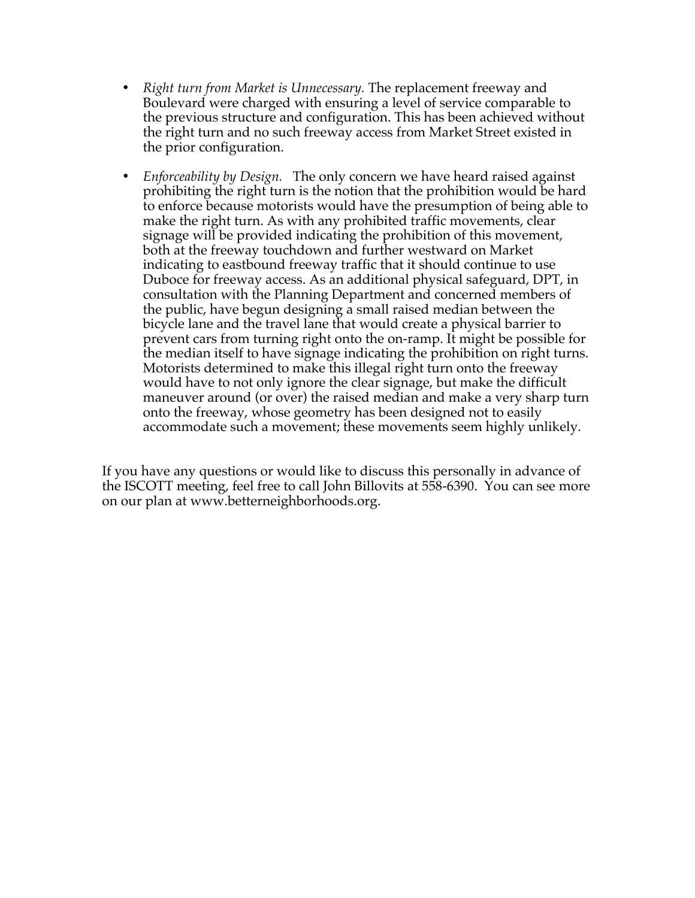- *Right turn from Market is Unnecessary.* The replacement freeway and Boulevard were charged with ensuring a level of service comparable to the previous structure and configuration. This has been achieved without the right turn and no such freeway access from Market Street existed in the prior configuration.

- *Enforceability by Design.* The only concern we have heard raised against prohibiting the right turn is the notion that the prohibition would be hard to enforce because motorists would have the presumption of being able to make the right turn. As with any prohibited traffic movements, clear signage will be provided indicating the prohibition of this movement, both at the freeway touchdown and further westward on Market indicating to eastbound freeway traffic that it should continue to use Duboce for freeway access. As an additional physical safeguard, DPT, in consultation with the Planning Department and concerned members of the public, have begun designing a small raised median between the bicycle lane and the travel lane that would create a physical barrier to prevent cars from turning right onto the on-ramp. It might be possible for the median itself to have signage indicating the prohibition on right turns. Motorists determined to make this illegal right turn onto the freeway would have to not only ignore the clear signage, but make the difficult maneuver around (or over) the raised median and make a very sharp turn onto the freeway, whose geometry has been designed not to easily accommodate such a movement; these movements seem highly unlikely.

If you have any questions or would like to discuss this personally in advance of the ISCOTT meeting, feel free to call John Billovits at 558-6390. You can see more on our plan at www.betterneighborhoods.org.